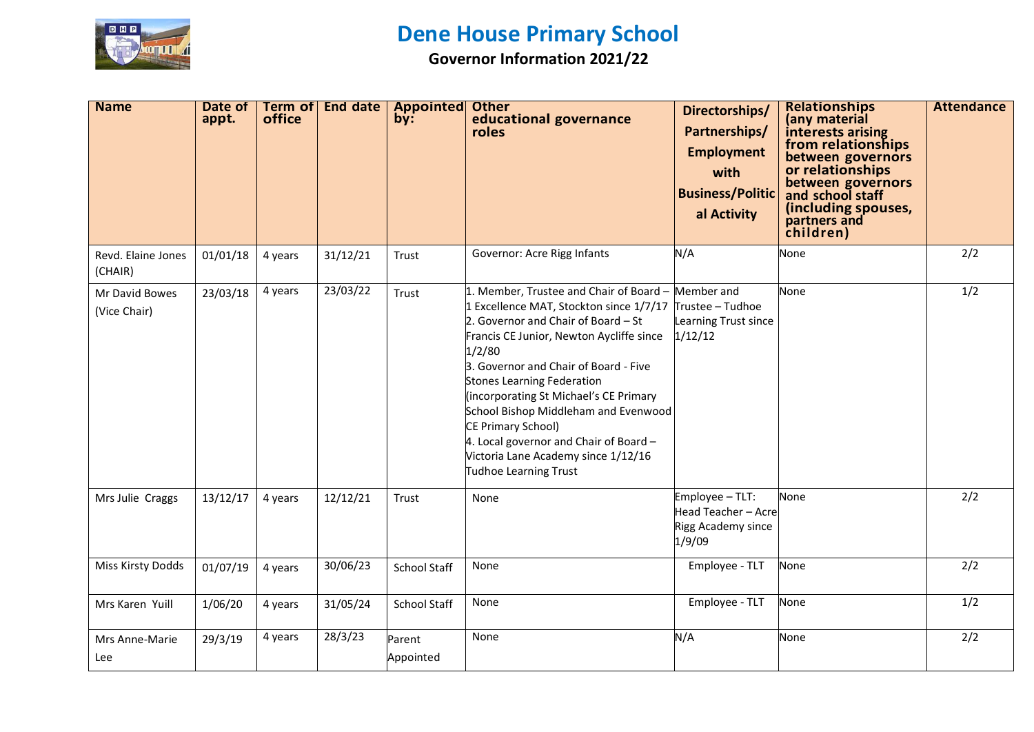# Dene House Primary School

## Governor Information 2021/22

| Name | Date of appt. | Term of office | End date | Appointed by: | Other educational governance roles | Directorships/ Partnerships/ Employment with Business/Political Activity | Relationships (any material interests arising from relationships between governors or relationships between governors and school staff (including spouses, partners and children) | Attendance |
|---|---|---|---|---|---|---|---|---|
| Revd. Elaine Jones (CHAIR) | 01/01/18 | 4 years | 31/12/21 | Trust | Governor: Acre Rigg Infants | N/A | None | 2/2 |
| Mr David Bowes (Vice Chair) | 23/03/18 | 4 years | 23/03/22 | Trust | 1. Member, Trustee and Chair of Board – 1 Excellence MAT, Stockton since 1/7/17<br>2. Governor and Chair of Board – St Francis CE Junior, Newton Aycliffe since 1/2/80<br>3. Governor and Chair of Board - Five Stones Learning Federation (incorporating St Michael's CE Primary School Bishop Middleham and Evenwood CE Primary School)<br>4. Local governor and Chair of Board – Victoria Lane Academy since 1/12/16 Tudhoe Learning Trust | Member and Trustee – Tudhoe Learning Trust since 1/12/12 | None | 1/2 |
| Mrs Julie Craggs | 13/12/17 | 4 years | 12/12/21 | Trust | None | Employee – TLT: Head Teacher – Acre Rigg Academy since 1/9/09 | None | 2/2 |
| Miss Kirsty Dodds | 01/07/19 | 4 years | 30/06/23 | School Staff | None | Employee - TLT | None | 2/2 |
| Mrs Karen Yuill | 1/06/20 | 4 years | 31/05/24 | School Staff | None | Employee - TLT | None | 1/2 |
| Mrs Anne-Marie Lee | 29/3/19 | 4 years | 28/3/23 | Parent Appointed | None | N/A | None | 2/2 |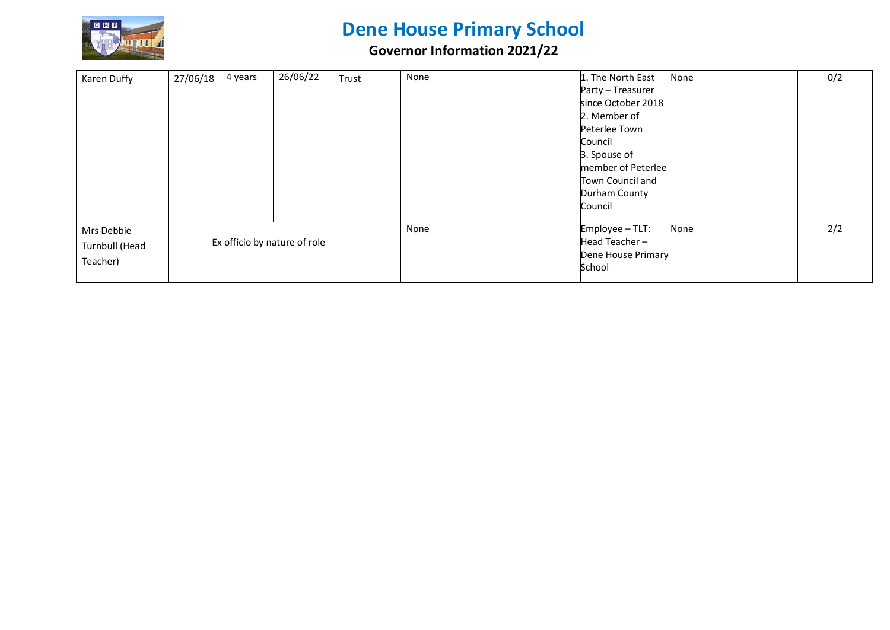# Dene House Primary School

## Governor Information 2021/22

| | | | | | | | | |
|---|---|---|---|---|---|---|---|---|
| Karen Duffy | 27/06/18 | 4 years | 26/06/22 | Trust | None | 1. The North East Party – Treasurer since October 2018<br>2. Member of Peterlee Town Council<br>3. Spouse of member of Peterlee Town Council and Durham County Council | None | 0/2 |
| Mrs Debbie Turnbull (Head Teacher) | Ex officio by nature of role | | | | None | Employee – TLT: Head Teacher – Dene House Primary School | None | 2/2 |